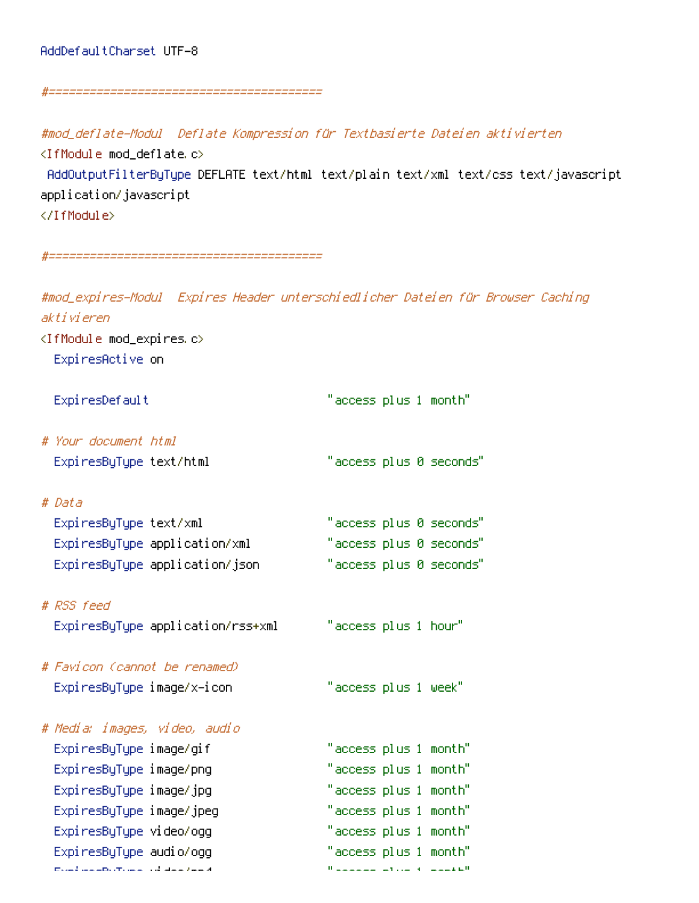```
AddDefaultCharset UTF-8

#========================================

#mod_deflate-Modul  Deflate Kompression für Textbasierte Dateien aktivierten
<IfModule mod_deflate.c>
 AddOutputFilterByType DEFLATE text/html text/plain text/xml text/css text/javascript
application/javascript
</IfModule>

#========================================

#mod_expires-Modul  Expires Header unterschiedlicher Dateien für Browser Caching
aktivieren
<IfModule mod_expires.c>
  ExpiresActive on

  ExpiresDefault                          "access plus 1 month"

# Your document html
  ExpiresByType text/html                 "access plus 0 seconds"

# Data
  ExpiresByType text/xml                  "access plus 0 seconds"
  ExpiresByType application/xml           "access plus 0 seconds"
  ExpiresByType application/json          "access plus 0 seconds"

# RSS feed
  ExpiresByType application/rss+xml       "access plus 1 hour"

# Favicon (cannot be renamed)
  ExpiresByType image/x-icon              "access plus 1 week"

# Media: images, video, audio
  ExpiresByType image/gif                 "access plus 1 month"
  ExpiresByType image/png                 "access plus 1 month"
  ExpiresByType image/jpg                 "access plus 1 month"
  ExpiresByType image/jpeg                "access plus 1 month"
  ExpiresByType video/ogg                 "access plus 1 month"
  ExpiresByType audio/ogg                 "access plus 1 month"
```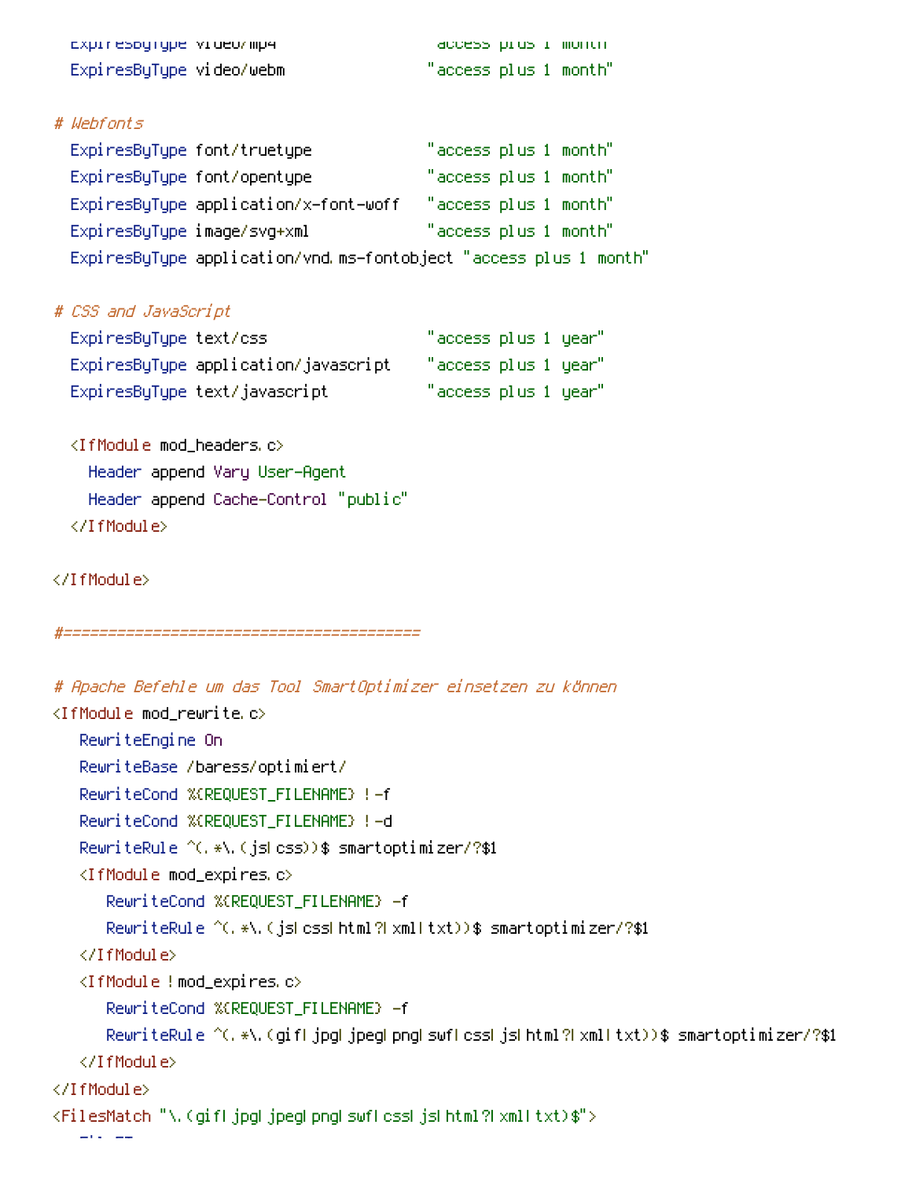```
  ExpiresByType video/mp4                 "access plus 1 month"
  ExpiresByType video/webm                "access plus 1 month"

# Webfonts
  ExpiresByType font/truetype             "access plus 1 month"
  ExpiresByType font/opentype             "access plus 1 month"
  ExpiresByType application/x-font-woff   "access plus 1 month"
  ExpiresByType image/svg+xml             "access plus 1 month"
  ExpiresByType application/vnd.ms-fontobject "access plus 1 month"

# CSS and JavaScript
  ExpiresByType text/css                  "access plus 1 year"
  ExpiresByType application/javascript    "access plus 1 year"
  ExpiresByType text/javascript           "access plus 1 year"

  <IfModule mod_headers.c>
    Header append Vary User-Agent
    Header append Cache-Control "public"
  </IfModule>

</IfModule>

#========================================

# Apache Befehle um das Tool SmartOptimizer einsetzen zu können
<IfModule mod_rewrite.c>
   RewriteEngine On
   RewriteBase /baress/optimiert/
   RewriteCond %{REQUEST_FILENAME} !-f
   RewriteCond %{REQUEST_FILENAME} !-d
   RewriteRule ^(.*\.(js|css))$ smartoptimizer/?$1
   <IfModule mod_expires.c>
      RewriteCond %{REQUEST_FILENAME} -f
      RewriteRule ^(.*\.(js|css|html?|xml|txt))$ smartoptimizer/?$1
   </IfModule>
   <IfModule !mod_expires.c>
      RewriteCond %{REQUEST_FILENAME} -f
      RewriteRule ^(.*\.(gif|jpg|jpeg|png|swf|css|js|html?|xml|txt))$ smartoptimizer/?$1
   </IfModule>
</IfModule>
<FilesMatch "\.(gif|jpg|jpeg|png|swf|css|js|html?|xml|txt)$">
```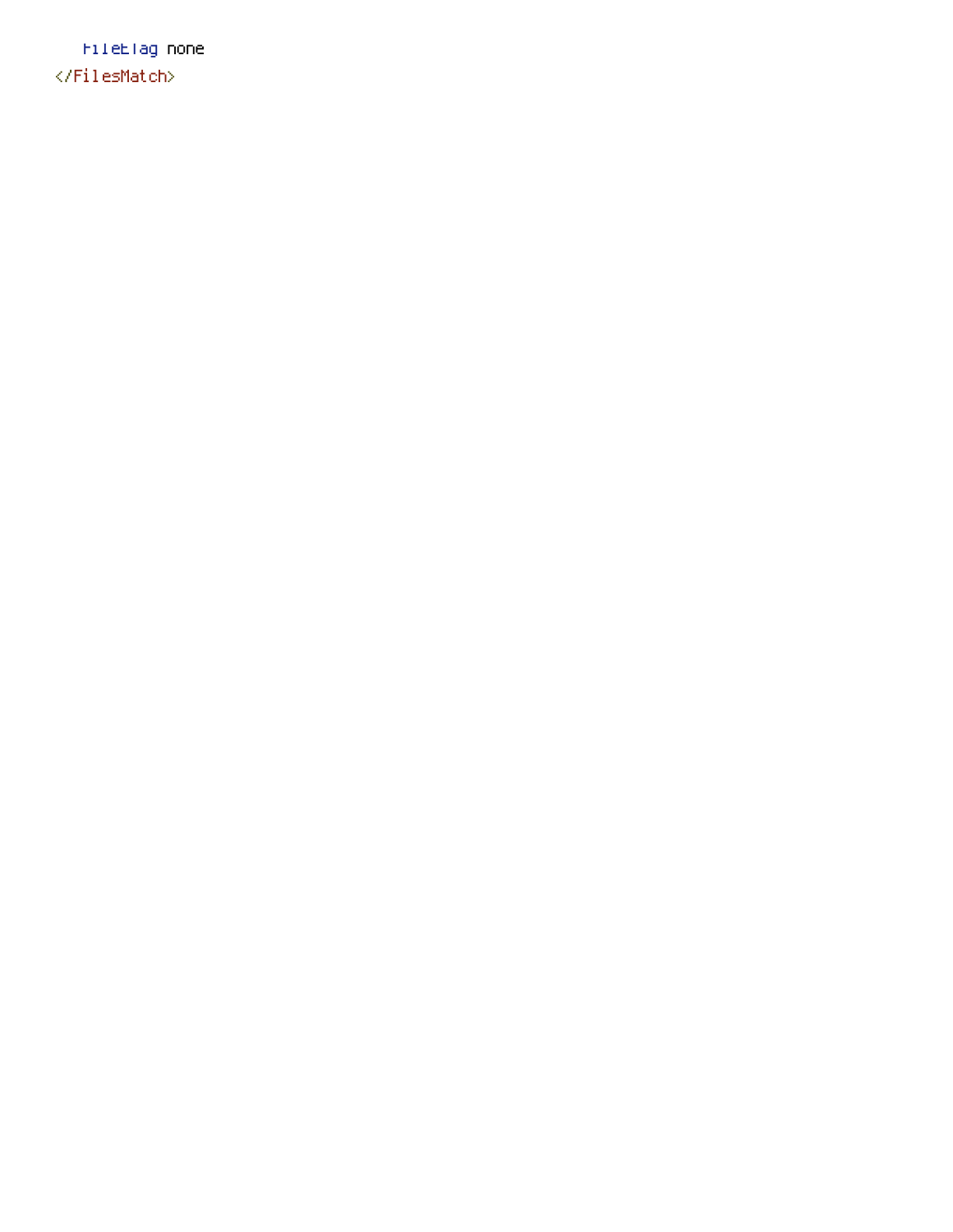```
    FileETag none
</FilesMatch>
```